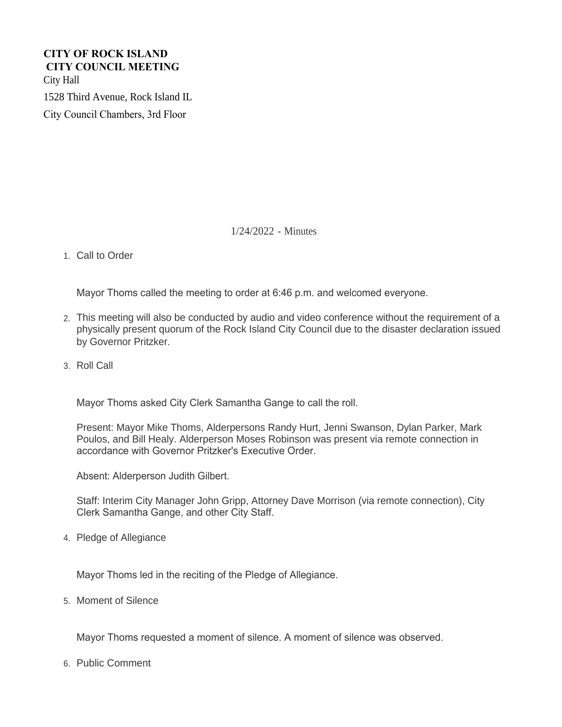**CITY OF ROCK ISLAND**
**CITY COUNCIL MEETING**

City Hall

1528 Third Avenue, Rock Island IL

City Council Chambers, 3rd Floor

1/24/2022 - Minutes

1. Call to Order

   Mayor Thoms called the meeting to order at 6:46 p.m. and welcomed everyone.

2. This meeting will also be conducted by audio and video conference without the requirement of a physically present quorum of the Rock Island City Council due to the disaster declaration issued by Governor Pritzker.

3. Roll Call

   Mayor Thoms asked City Clerk Samantha Gange to call the roll.

   Present: Mayor Mike Thoms, Alderpersons Randy Hurt, Jenni Swanson, Dylan Parker, Mark Poulos, and Bill Healy. Alderperson Moses Robinson was present via remote connection in accordance with Governor Pritzker's Executive Order.

   Absent: Alderperson Judith Gilbert.

   Staff: Interim City Manager John Gripp, Attorney Dave Morrison (via remote connection), City Clerk Samantha Gange, and other City Staff.

4. Pledge of Allegiance

   Mayor Thoms led in the reciting of the Pledge of Allegiance.

5. Moment of Silence

   Mayor Thoms requested a moment of silence. A moment of silence was observed.

6. Public Comment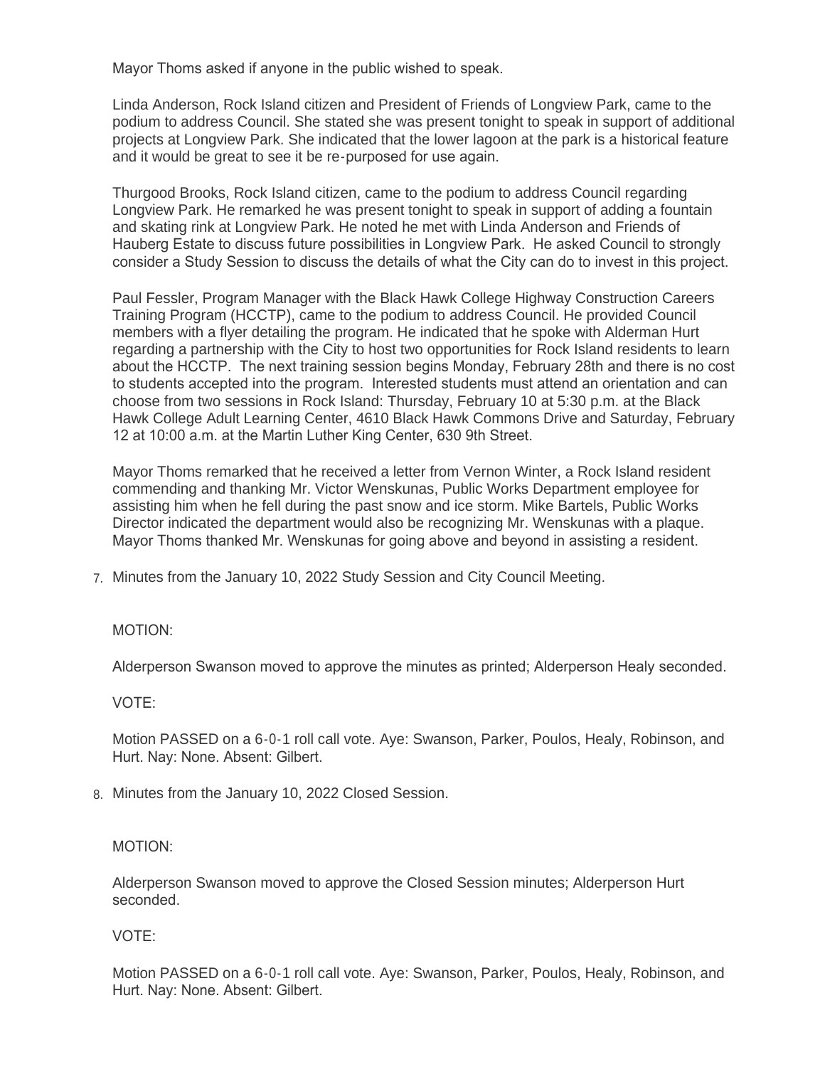Mayor Thoms asked if anyone in the public wished to speak.

Linda Anderson, Rock Island citizen and President of Friends of Longview Park, came to the podium to address Council. She stated she was present tonight to speak in support of additional projects at Longview Park. She indicated that the lower lagoon at the park is a historical feature and it would be great to see it be re-purposed for use again.

Thurgood Brooks, Rock Island citizen, came to the podium to address Council regarding Longview Park. He remarked he was present tonight to speak in support of adding a fountain and skating rink at Longview Park. He noted he met with Linda Anderson and Friends of Hauberg Estate to discuss future possibilities in Longview Park. He asked Council to strongly consider a Study Session to discuss the details of what the City can do to invest in this project.

Paul Fessler, Program Manager with the Black Hawk College Highway Construction Careers Training Program (HCCTP), came to the podium to address Council. He provided Council members with a flyer detailing the program. He indicated that he spoke with Alderman Hurt regarding a partnership with the City to host two opportunities for Rock Island residents to learn about the HCCTP. The next training session begins Monday, February 28th and there is no cost to students accepted into the program. Interested students must attend an orientation and can choose from two sessions in Rock Island: Thursday, February 10 at 5:30 p.m. at the Black Hawk College Adult Learning Center, 4610 Black Hawk Commons Drive and Saturday, February 12 at 10:00 a.m. at the Martin Luther King Center, 630 9th Street.

Mayor Thoms remarked that he received a letter from Vernon Winter, a Rock Island resident commending and thanking Mr. Victor Wenskunas, Public Works Department employee for assisting him when he fell during the past snow and ice storm. Mike Bartels, Public Works Director indicated the department would also be recognizing Mr. Wenskunas with a plaque. Mayor Thoms thanked Mr. Wenskunas for going above and beyond in assisting a resident.

7. Minutes from the January 10, 2022 Study Session and City Council Meeting.

MOTION:

Alderperson Swanson moved to approve the minutes as printed; Alderperson Healy seconded.

VOTE:

Motion PASSED on a 6-0-1 roll call vote. Aye: Swanson, Parker, Poulos, Healy, Robinson, and Hurt. Nay: None. Absent: Gilbert.

8. Minutes from the January 10, 2022 Closed Session.

MOTION:

Alderperson Swanson moved to approve the Closed Session minutes; Alderperson Hurt seconded.

VOTE:

Motion PASSED on a 6-0-1 roll call vote. Aye: Swanson, Parker, Poulos, Healy, Robinson, and Hurt. Nay: None. Absent: Gilbert.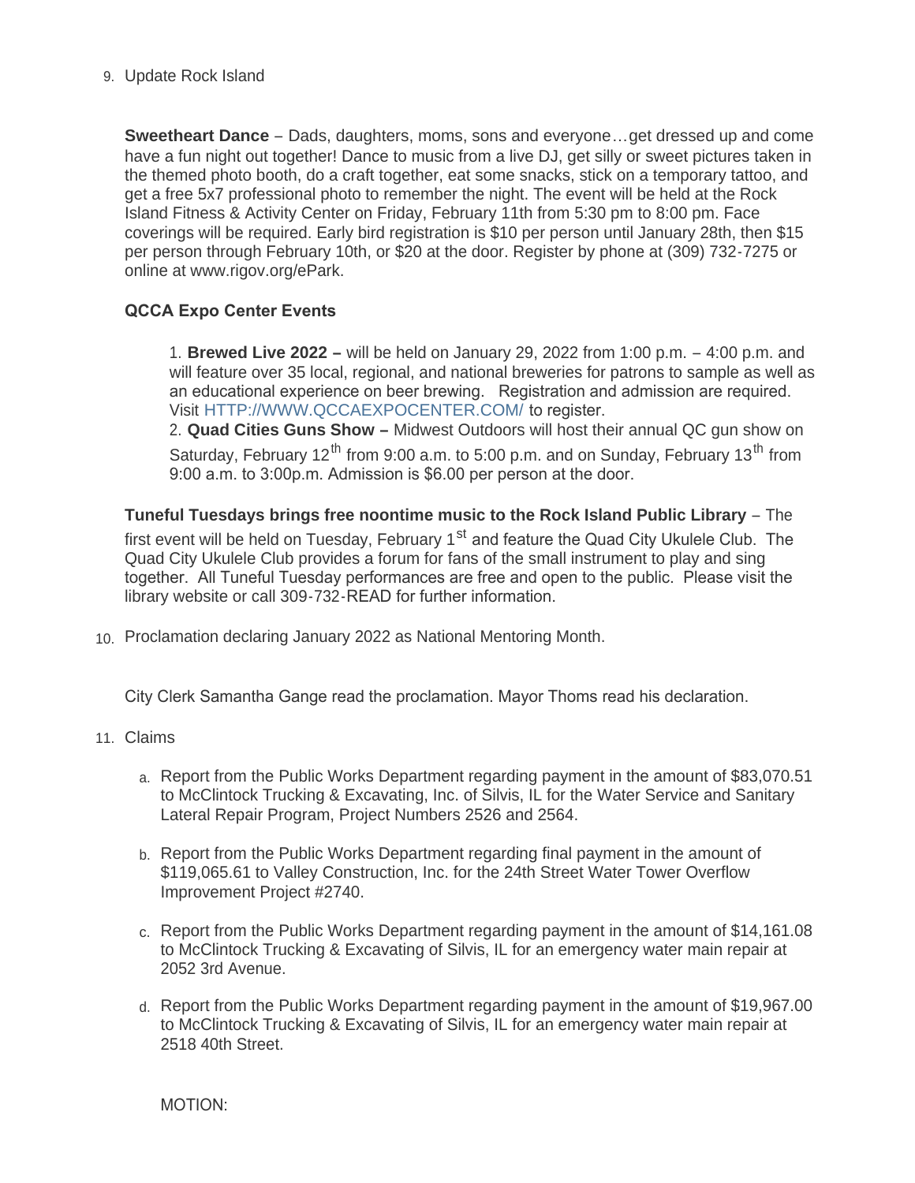9. Update Rock Island

**Sweetheart Dance** – Dads, daughters, moms, sons and everyone…get dressed up and come have a fun night out together! Dance to music from a live DJ, get silly or sweet pictures taken in the themed photo booth, do a craft together, eat some snacks, stick on a temporary tattoo, and get a free 5x7 professional photo to remember the night. The event will be held at the Rock Island Fitness & Activity Center on Friday, February 11th from 5:30 pm to 8:00 pm. Face coverings will be required. Early bird registration is $10 per person until January 28th, then $15 per person through February 10th, or $20 at the door. Register by phone at (309) 732-7275 or online at www.rigov.org/ePark.

**QCCA Expo Center Events**

1. **Brewed Live 2022 –** will be held on January 29, 2022 from 1:00 p.m. – 4:00 p.m. and will feature over 35 local, regional, and national breweries for patrons to sample as well as an educational experience on beer brewing. Registration and admission are required. Visit HTTP://WWW.QCCAEXPOCENTER.COM/ to register.
2. **Quad Cities Guns Show –** Midwest Outdoors will host their annual QC gun show on Saturday, February 12th from 9:00 a.m. to 5:00 p.m. and on Sunday, February 13th from 9:00 a.m. to 3:00p.m. Admission is $6.00 per person at the door.

**Tuneful Tuesdays brings free noontime music to the Rock Island Public Library** – The first event will be held on Tuesday, February 1st and feature the Quad City Ukulele Club. The Quad City Ukulele Club provides a forum for fans of the small instrument to play and sing together. All Tuneful Tuesday performances are free and open to the public. Please visit the library website or call 309-732-READ for further information.

10. Proclamation declaring January 2022 as National Mentoring Month.

City Clerk Samantha Gange read the proclamation. Mayor Thoms read his declaration.

11. Claims

   a. Report from the Public Works Department regarding payment in the amount of $83,070.51 to McClintock Trucking & Excavating, Inc. of Silvis, IL for the Water Service and Sanitary Lateral Repair Program, Project Numbers 2526 and 2564.

   b. Report from the Public Works Department regarding final payment in the amount of $119,065.61 to Valley Construction, Inc. for the 24th Street Water Tower Overflow Improvement Project #2740.

   c. Report from the Public Works Department regarding payment in the amount of $14,161.08 to McClintock Trucking & Excavating of Silvis, IL for an emergency water main repair at 2052 3rd Avenue.

   d. Report from the Public Works Department regarding payment in the amount of $19,967.00 to McClintock Trucking & Excavating of Silvis, IL for an emergency water main repair at 2518 40th Street.

   MOTION: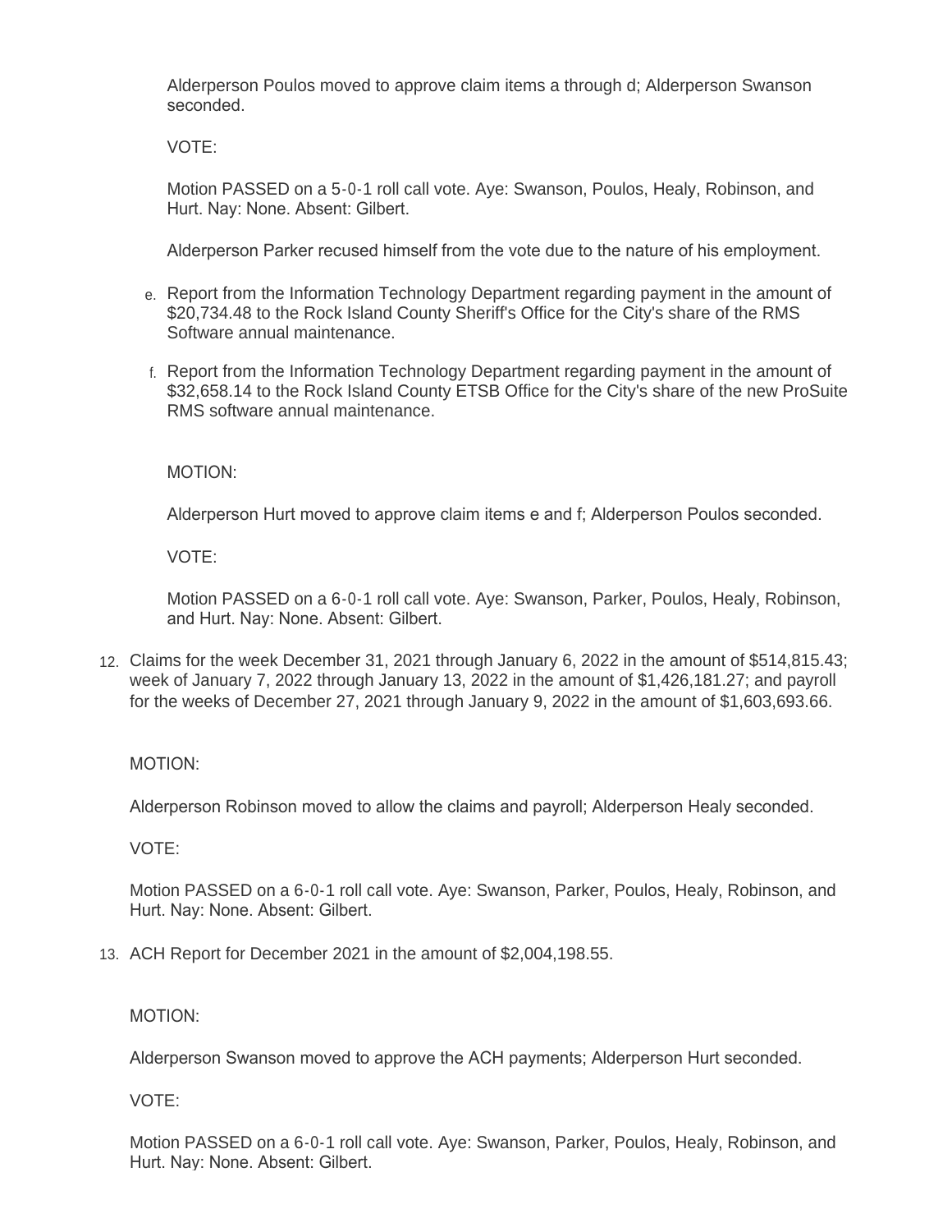Alderperson Poulos moved to approve claim items a through d; Alderperson Swanson seconded.

VOTE:

Motion PASSED on a 5-0-1 roll call vote. Aye: Swanson, Poulos, Healy, Robinson, and Hurt. Nay: None. Absent: Gilbert.

Alderperson Parker recused himself from the vote due to the nature of his employment.

e. Report from the Information Technology Department regarding payment in the amount of $20,734.48 to the Rock Island County Sheriff's Office for the City's share of the RMS Software annual maintenance.

f. Report from the Information Technology Department regarding payment in the amount of $32,658.14 to the Rock Island County ETSB Office for the City's share of the new ProSuite RMS software annual maintenance.

MOTION:

Alderperson Hurt moved to approve claim items e and f; Alderperson Poulos seconded.

VOTE:

Motion PASSED on a 6-0-1 roll call vote. Aye: Swanson, Parker, Poulos, Healy, Robinson, and Hurt. Nay: None. Absent: Gilbert.

12. Claims for the week December 31, 2021 through January 6, 2022 in the amount of $514,815.43; week of January 7, 2022 through January 13, 2022 in the amount of $1,426,181.27; and payroll for the weeks of December 27, 2021 through January 9, 2022 in the amount of $1,603,693.66.

MOTION:

Alderperson Robinson moved to allow the claims and payroll; Alderperson Healy seconded.

VOTE:

Motion PASSED on a 6-0-1 roll call vote. Aye: Swanson, Parker, Poulos, Healy, Robinson, and Hurt. Nay: None. Absent: Gilbert.

13. ACH Report for December 2021 in the amount of $2,004,198.55.

MOTION:

Alderperson Swanson moved to approve the ACH payments; Alderperson Hurt seconded.

VOTE:

Motion PASSED on a 6-0-1 roll call vote. Aye: Swanson, Parker, Poulos, Healy, Robinson, and Hurt. Nay: None. Absent: Gilbert.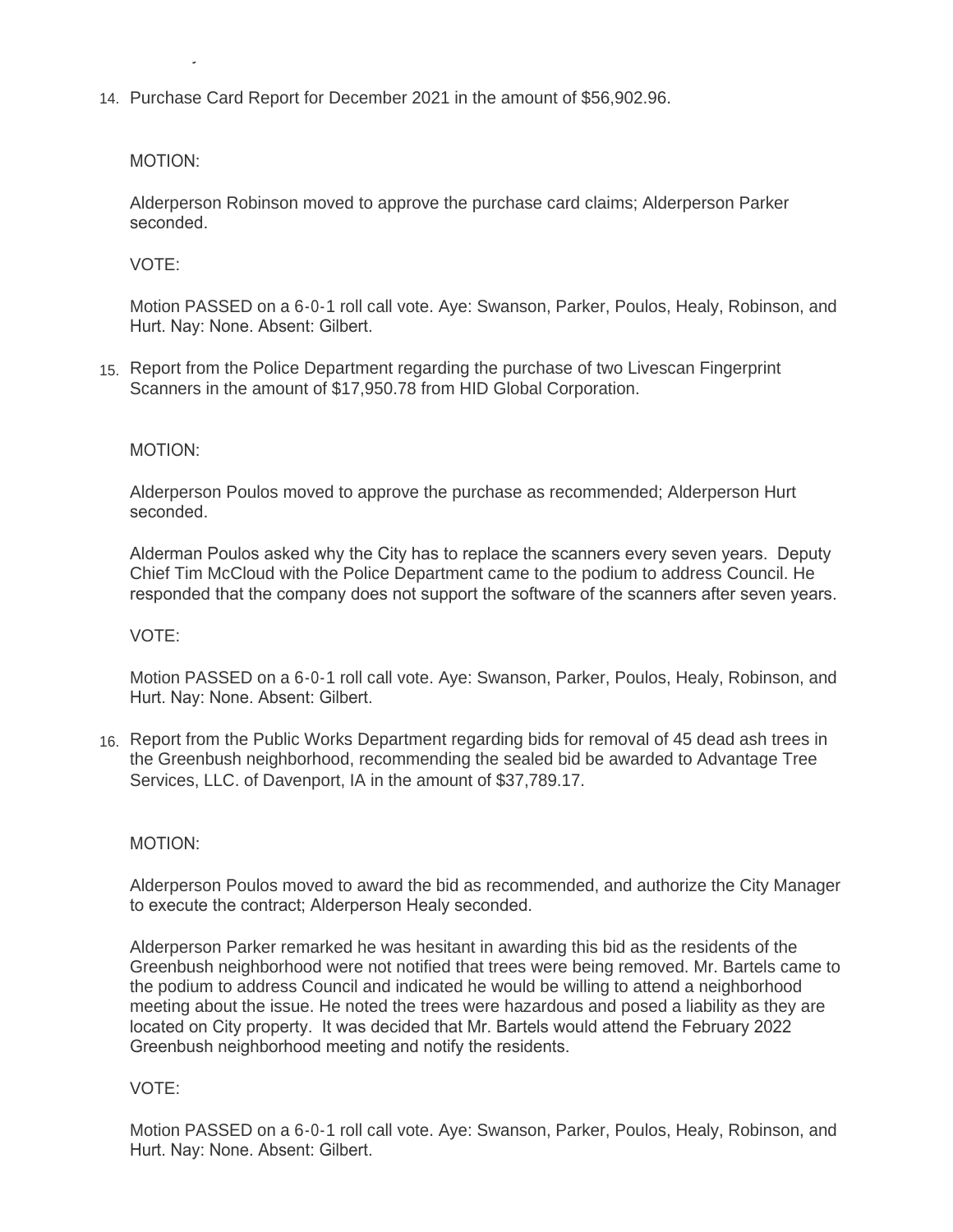14. Purchase Card Report for December 2021 in the amount of $56,902.96.

    MOTION:

    Alderperson Robinson moved to approve the purchase card claims; Alderperson Parker seconded.

    VOTE:

    Motion PASSED on a 6-0-1 roll call vote. Aye: Swanson, Parker, Poulos, Healy, Robinson, and Hurt. Nay: None. Absent: Gilbert.

15. Report from the Police Department regarding the purchase of two Livescan Fingerprint Scanners in the amount of $17,950.78 from HID Global Corporation.

    MOTION:

    Alderperson Poulos moved to approve the purchase as recommended; Alderperson Hurt seconded.

    Alderman Poulos asked why the City has to replace the scanners every seven years. Deputy Chief Tim McCloud with the Police Department came to the podium to address Council. He responded that the company does not support the software of the scanners after seven years.

    VOTE:

    Motion PASSED on a 6-0-1 roll call vote. Aye: Swanson, Parker, Poulos, Healy, Robinson, and Hurt. Nay: None. Absent: Gilbert.

16. Report from the Public Works Department regarding bids for removal of 45 dead ash trees in the Greenbush neighborhood, recommending the sealed bid be awarded to Advantage Tree Services, LLC. of Davenport, IA in the amount of $37,789.17.

    MOTION:

    Alderperson Poulos moved to award the bid as recommended, and authorize the City Manager to execute the contract; Alderperson Healy seconded.

    Alderperson Parker remarked he was hesitant in awarding this bid as the residents of the Greenbush neighborhood were not notified that trees were being removed. Mr. Bartels came to the podium to address Council and indicated he would be willing to attend a neighborhood meeting about the issue. He noted the trees were hazardous and posed a liability as they are located on City property. It was decided that Mr. Bartels would attend the February 2022 Greenbush neighborhood meeting and notify the residents.

    VOTE:

    Motion PASSED on a 6-0-1 roll call vote. Aye: Swanson, Parker, Poulos, Healy, Robinson, and Hurt. Nay: None. Absent: Gilbert.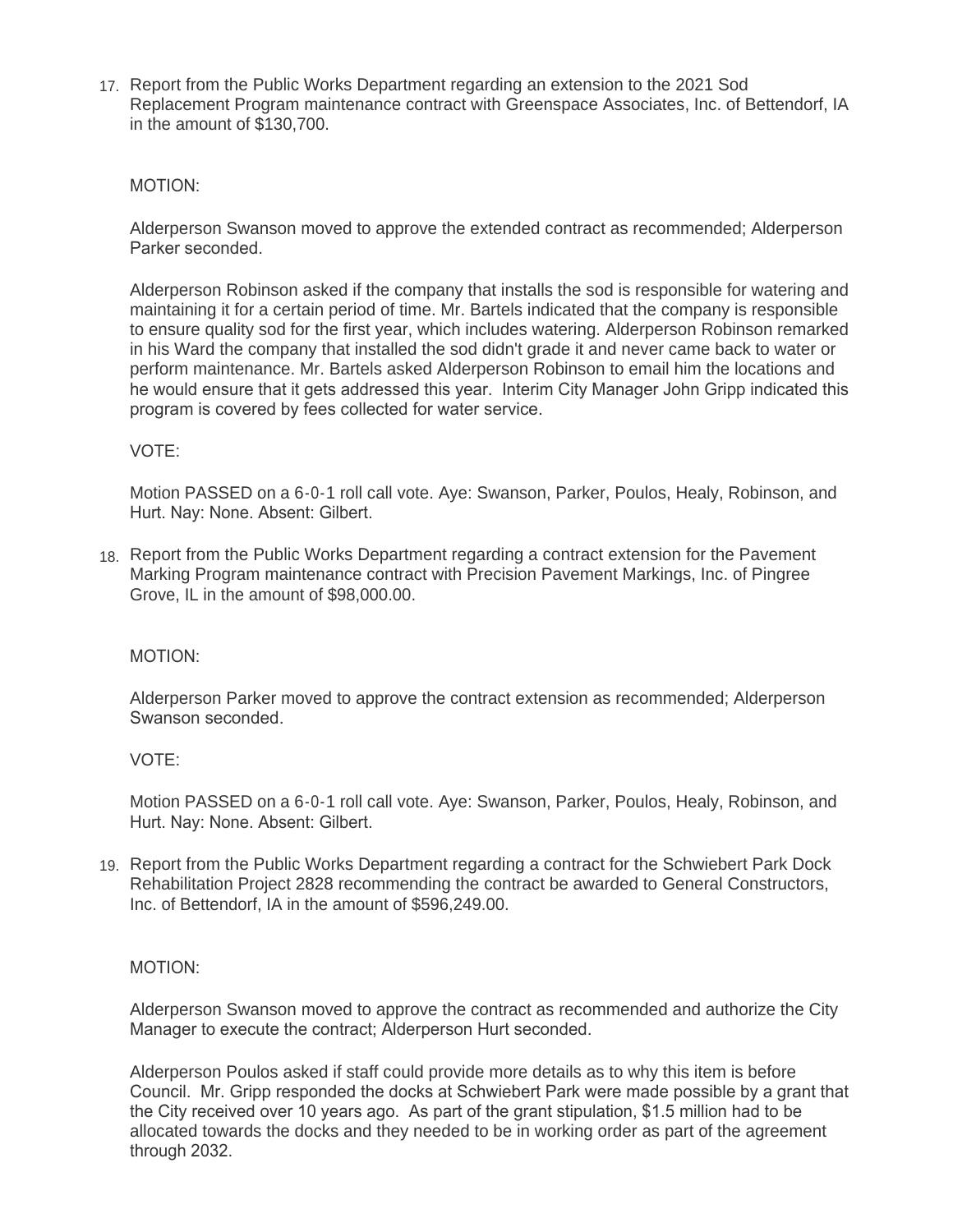17. Report from the Public Works Department regarding an extension to the 2021 Sod Replacement Program maintenance contract with Greenspace Associates, Inc. of Bettendorf, IA in the amount of $130,700.

    MOTION:

    Alderperson Swanson moved to approve the extended contract as recommended; Alderperson Parker seconded.

    Alderperson Robinson asked if the company that installs the sod is responsible for watering and maintaining it for a certain period of time. Mr. Bartels indicated that the company is responsible to ensure quality sod for the first year, which includes watering. Alderperson Robinson remarked in his Ward the company that installed the sod didn't grade it and never came back to water or perform maintenance. Mr. Bartels asked Alderperson Robinson to email him the locations and he would ensure that it gets addressed this year. Interim City Manager John Gripp indicated this program is covered by fees collected for water service.

    VOTE:

    Motion PASSED on a 6-0-1 roll call vote. Aye: Swanson, Parker, Poulos, Healy, Robinson, and Hurt. Nay: None. Absent: Gilbert.

18. Report from the Public Works Department regarding a contract extension for the Pavement Marking Program maintenance contract with Precision Pavement Markings, Inc. of Pingree Grove, IL in the amount of $98,000.00.

    MOTION:

    Alderperson Parker moved to approve the contract extension as recommended; Alderperson Swanson seconded.

    VOTE:

    Motion PASSED on a 6-0-1 roll call vote. Aye: Swanson, Parker, Poulos, Healy, Robinson, and Hurt. Nay: None. Absent: Gilbert.

19. Report from the Public Works Department regarding a contract for the Schwiebert Park Dock Rehabilitation Project 2828 recommending the contract be awarded to General Constructors, Inc. of Bettendorf, IA in the amount of $596,249.00.

    MOTION:

    Alderperson Swanson moved to approve the contract as recommended and authorize the City Manager to execute the contract; Alderperson Hurt seconded.

    Alderperson Poulos asked if staff could provide more details as to why this item is before Council. Mr. Gripp responded the docks at Schwiebert Park were made possible by a grant that the City received over 10 years ago. As part of the grant stipulation, $1.5 million had to be allocated towards the docks and they needed to be in working order as part of the agreement through 2032.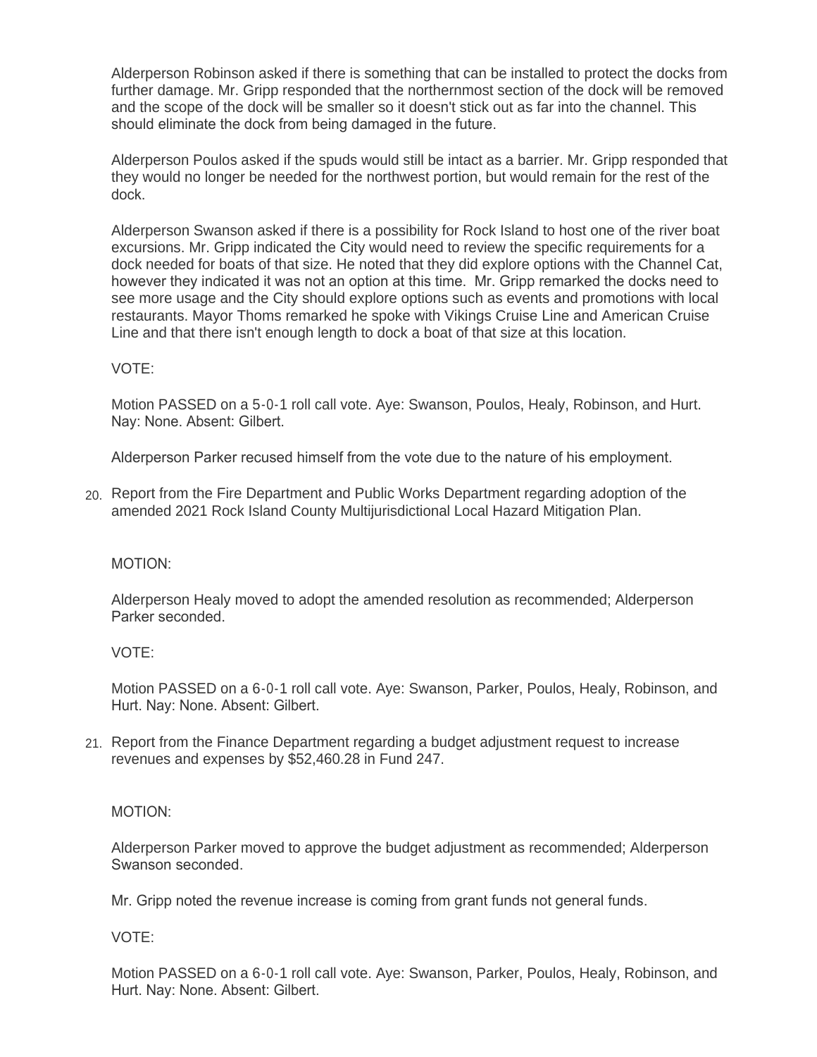Alderperson Robinson asked if there is something that can be installed to protect the docks from further damage. Mr. Gripp responded that the northernmost section of the dock will be removed and the scope of the dock will be smaller so it doesn't stick out as far into the channel. This should eliminate the dock from being damaged in the future.

Alderperson Poulos asked if the spuds would still be intact as a barrier. Mr. Gripp responded that they would no longer be needed for the northwest portion, but would remain for the rest of the dock.

Alderperson Swanson asked if there is a possibility for Rock Island to host one of the river boat excursions. Mr. Gripp indicated the City would need to review the specific requirements for a dock needed for boats of that size. He noted that they did explore options with the Channel Cat, however they indicated it was not an option at this time. Mr. Gripp remarked the docks need to see more usage and the City should explore options such as events and promotions with local restaurants. Mayor Thoms remarked he spoke with Vikings Cruise Line and American Cruise Line and that there isn't enough length to dock a boat of that size at this location.

VOTE:

Motion PASSED on a 5-0-1 roll call vote. Aye: Swanson, Poulos, Healy, Robinson, and Hurt. Nay: None. Absent: Gilbert.

Alderperson Parker recused himself from the vote due to the nature of his employment.

20. Report from the Fire Department and Public Works Department regarding adoption of the amended 2021 Rock Island County Multijurisdictional Local Hazard Mitigation Plan.

MOTION:

Alderperson Healy moved to adopt the amended resolution as recommended; Alderperson Parker seconded.

VOTE:

Motion PASSED on a 6-0-1 roll call vote. Aye: Swanson, Parker, Poulos, Healy, Robinson, and Hurt. Nay: None. Absent: Gilbert.

21. Report from the Finance Department regarding a budget adjustment request to increase revenues and expenses by $52,460.28 in Fund 247.

MOTION:

Alderperson Parker moved to approve the budget adjustment as recommended; Alderperson Swanson seconded.

Mr. Gripp noted the revenue increase is coming from grant funds not general funds.

VOTE:

Motion PASSED on a 6-0-1 roll call vote. Aye: Swanson, Parker, Poulos, Healy, Robinson, and Hurt. Nay: None. Absent: Gilbert.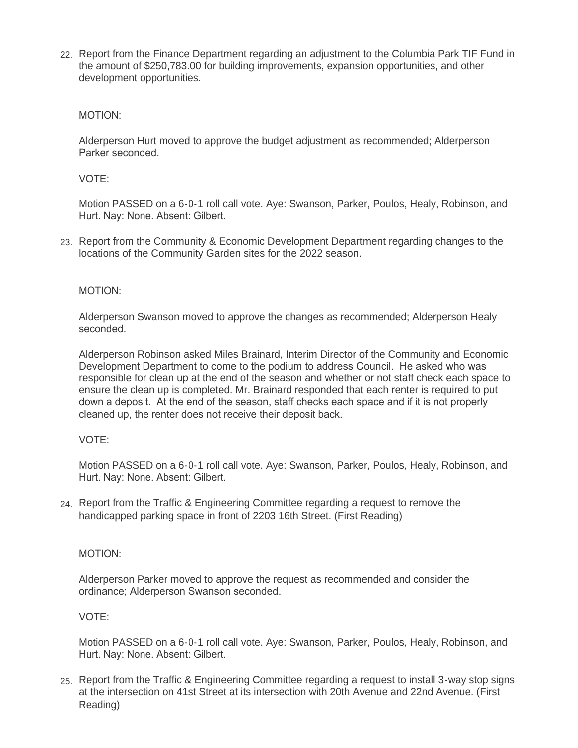22. Report from the Finance Department regarding an adjustment to the Columbia Park TIF Fund in the amount of $250,783.00 for building improvements, expansion opportunities, and other development opportunities.

    MOTION:

    Alderperson Hurt moved to approve the budget adjustment as recommended; Alderperson Parker seconded.

    VOTE:

    Motion PASSED on a 6-0-1 roll call vote. Aye: Swanson, Parker, Poulos, Healy, Robinson, and Hurt. Nay: None. Absent: Gilbert.

23. Report from the Community & Economic Development Department regarding changes to the locations of the Community Garden sites for the 2022 season.

    MOTION:

    Alderperson Swanson moved to approve the changes as recommended; Alderperson Healy seconded.

    Alderperson Robinson asked Miles Brainard, Interim Director of the Community and Economic Development Department to come to the podium to address Council. He asked who was responsible for clean up at the end of the season and whether or not staff check each space to ensure the clean up is completed. Mr. Brainard responded that each renter is required to put down a deposit. At the end of the season, staff checks each space and if it is not properly cleaned up, the renter does not receive their deposit back.

    VOTE:

    Motion PASSED on a 6-0-1 roll call vote. Aye: Swanson, Parker, Poulos, Healy, Robinson, and Hurt. Nay: None. Absent: Gilbert.

24. Report from the Traffic & Engineering Committee regarding a request to remove the handicapped parking space in front of 2203 16th Street. (First Reading)

    MOTION:

    Alderperson Parker moved to approve the request as recommended and consider the ordinance; Alderperson Swanson seconded.

    VOTE:

    Motion PASSED on a 6-0-1 roll call vote. Aye: Swanson, Parker, Poulos, Healy, Robinson, and Hurt. Nay: None. Absent: Gilbert.

25. Report from the Traffic & Engineering Committee regarding a request to install 3-way stop signs at the intersection on 41st Street at its intersection with 20th Avenue and 22nd Avenue. (First Reading)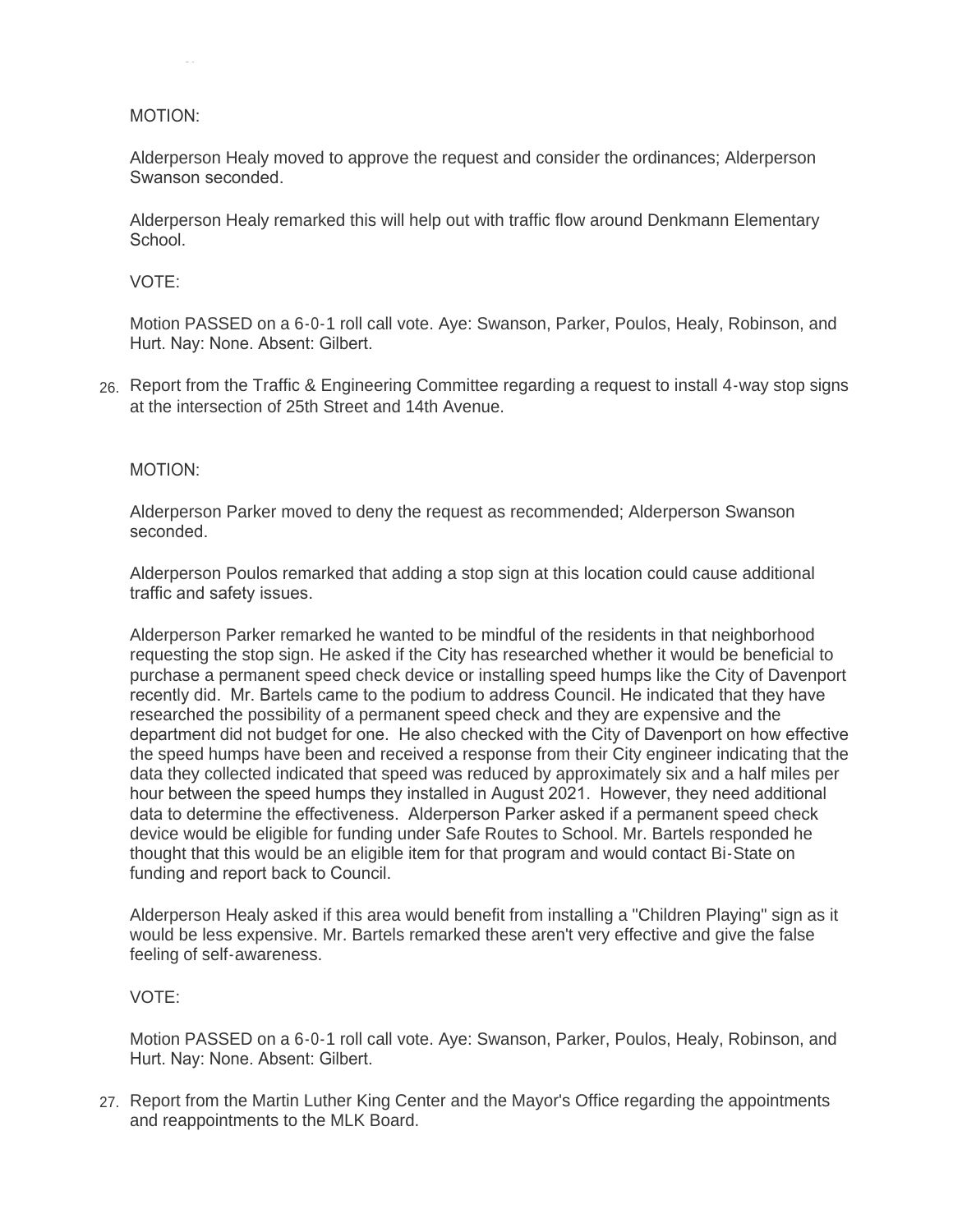MOTION:

Alderperson Healy moved to approve the request and consider the ordinances; Alderperson Swanson seconded.

Alderperson Healy remarked this will help out with traffic flow around Denkmann Elementary School.

VOTE:

Motion PASSED on a 6-0-1 roll call vote. Aye: Swanson, Parker, Poulos, Healy, Robinson, and Hurt. Nay: None. Absent: Gilbert.

26. Report from the Traffic & Engineering Committee regarding a request to install 4-way stop signs at the intersection of 25th Street and 14th Avenue.

MOTION:

Alderperson Parker moved to deny the request as recommended; Alderperson Swanson seconded.

Alderperson Poulos remarked that adding a stop sign at this location could cause additional traffic and safety issues.

Alderperson Parker remarked he wanted to be mindful of the residents in that neighborhood requesting the stop sign. He asked if the City has researched whether it would be beneficial to purchase a permanent speed check device or installing speed humps like the City of Davenport recently did. Mr. Bartels came to the podium to address Council. He indicated that they have researched the possibility of a permanent speed check and they are expensive and the department did not budget for one. He also checked with the City of Davenport on how effective the speed humps have been and received a response from their City engineer indicating that the data they collected indicated that speed was reduced by approximately six and a half miles per hour between the speed humps they installed in August 2021. However, they need additional data to determine the effectiveness. Alderperson Parker asked if a permanent speed check device would be eligible for funding under Safe Routes to School. Mr. Bartels responded he thought that this would be an eligible item for that program and would contact Bi-State on funding and report back to Council.

Alderperson Healy asked if this area would benefit from installing a "Children Playing" sign as it would be less expensive. Mr. Bartels remarked these aren't very effective and give the false feeling of self-awareness.

VOTE:

Motion PASSED on a 6-0-1 roll call vote. Aye: Swanson, Parker, Poulos, Healy, Robinson, and Hurt. Nay: None. Absent: Gilbert.

27. Report from the Martin Luther King Center and the Mayor's Office regarding the appointments and reappointments to the MLK Board.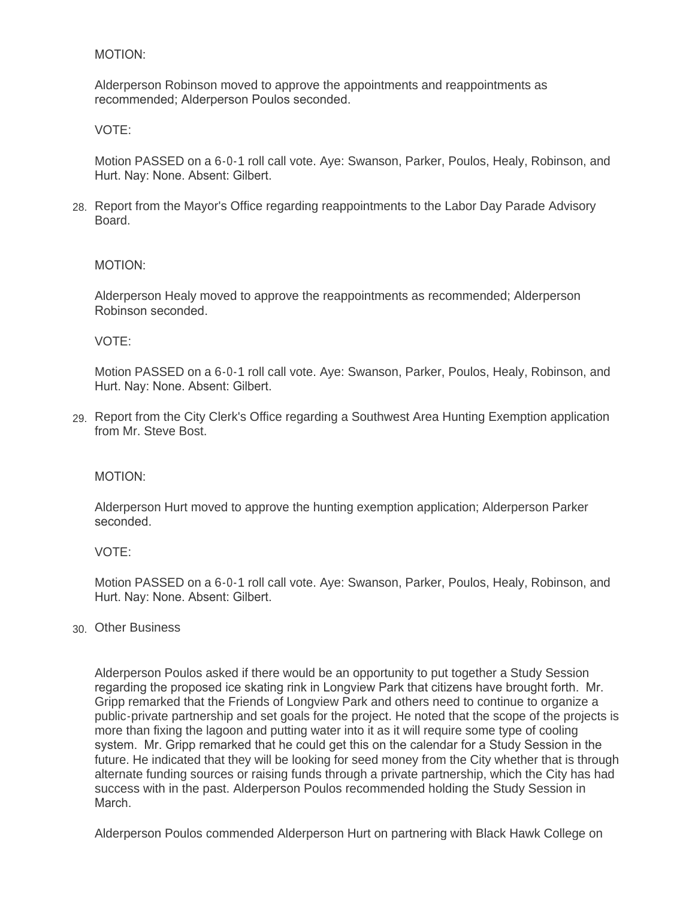MOTION:

Alderperson Robinson moved to approve the appointments and reappointments as recommended; Alderperson Poulos seconded.

VOTE:

Motion PASSED on a 6-0-1 roll call vote. Aye: Swanson, Parker, Poulos, Healy, Robinson, and Hurt. Nay: None. Absent: Gilbert.

28. Report from the Mayor's Office regarding reappointments to the Labor Day Parade Advisory Board.

MOTION:

Alderperson Healy moved to approve the reappointments as recommended; Alderperson Robinson seconded.

VOTE:

Motion PASSED on a 6-0-1 roll call vote. Aye: Swanson, Parker, Poulos, Healy, Robinson, and Hurt. Nay: None. Absent: Gilbert.

29. Report from the City Clerk's Office regarding a Southwest Area Hunting Exemption application from Mr. Steve Bost.

MOTION:

Alderperson Hurt moved to approve the hunting exemption application; Alderperson Parker seconded.

VOTE:

Motion PASSED on a 6-0-1 roll call vote. Aye: Swanson, Parker, Poulos, Healy, Robinson, and Hurt. Nay: None. Absent: Gilbert.

30. Other Business

Alderperson Poulos asked if there would be an opportunity to put together a Study Session regarding the proposed ice skating rink in Longview Park that citizens have brought forth. Mr. Gripp remarked that the Friends of Longview Park and others need to continue to organize a public-private partnership and set goals for the project. He noted that the scope of the projects is more than fixing the lagoon and putting water into it as it will require some type of cooling system. Mr. Gripp remarked that he could get this on the calendar for a Study Session in the future. He indicated that they will be looking for seed money from the City whether that is through alternate funding sources or raising funds through a private partnership, which the City has had success with in the past. Alderperson Poulos recommended holding the Study Session in March.

Alderperson Poulos commended Alderperson Hurt on partnering with Black Hawk College on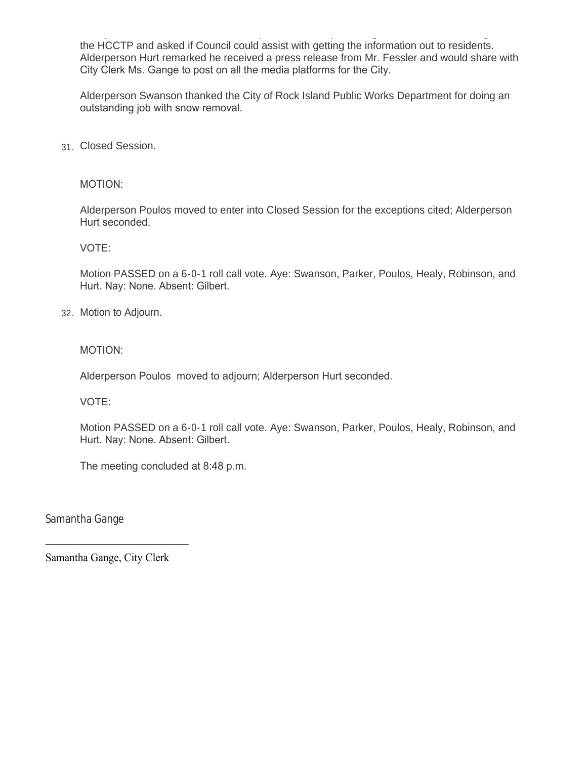the HCCTP and asked if Council could assist with getting the information out to residents. Alderperson Hurt remarked he received a press release from Mr. Fessler and would share with City Clerk Ms. Gange to post on all the media platforms for the City.

Alderperson Swanson thanked the City of Rock Island Public Works Department for doing an outstanding job with snow removal.

31. Closed Session.

MOTION:

Alderperson Poulos moved to enter into Closed Session for the exceptions cited; Alderperson Hurt seconded.

VOTE:

Motion PASSED on a 6-0-1 roll call vote. Aye: Swanson, Parker, Poulos, Healy, Robinson, and Hurt. Nay: None. Absent: Gilbert.

32. Motion to Adjourn.

MOTION:

Alderperson Poulos moved to adjourn; Alderperson Hurt seconded.

VOTE:

Motion PASSED on a 6-0-1 roll call vote. Aye: Swanson, Parker, Poulos, Healy, Robinson, and Hurt. Nay: None. Absent: Gilbert.

The meeting concluded at 8:48 p.m.

Samantha Gange

\_\_\_\_\_\_\_\_\_\_\_\_\_\_\_\_\_\_\_\_\_\_\_\_\_\_

Samantha Gange, City Clerk